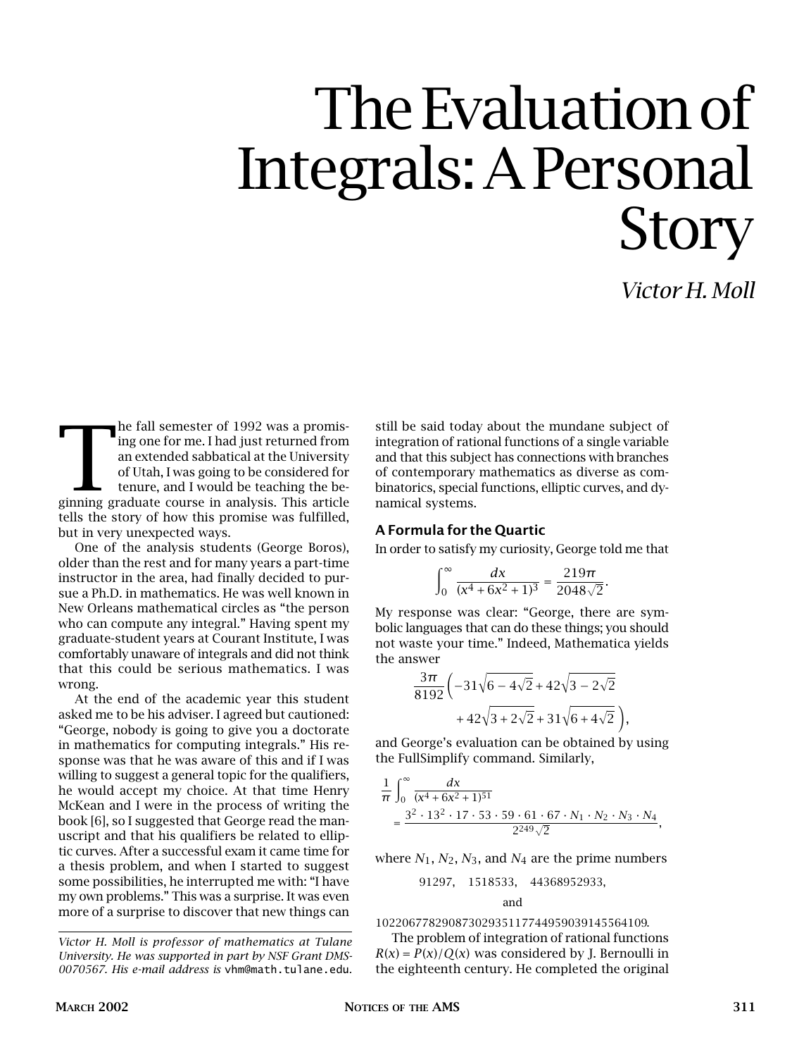# The Evaluation of Integrals: A Personal Story

*Victor H. Moll*

The fall semester of 1992 was a promising one for me. I had just returned from an extended sabbatical at the University of Utah, I was going to be considered for tenure, and I would be teaching the beginning graduate course in analysis. This article tells the story of how this promise was fulfilled, but in very unexpected ways.

One of the analysis students (George Boros), older than the rest and for many years a part-time instructor in the area, had finally decided to pursue a Ph.D. in mathematics. He was well known in New Orleans mathematical circles as "the person who can compute any integral." Having spent my graduate-student years at Courant Institute, I was comfortably unaware of integrals and did not think that this could be serious mathematics. I was wrong.

At the end of the academic year this student asked me to be his adviser. I agreed but cautioned: "George, nobody is going to give you a doctorate in mathematics for computing integrals." His response was that he was aware of this and if I was willing to suggest a general topic for the qualifiers, he would accept my choice. At that time Henry McKean and I were in the process of writing the book [6], so I suggested that George read the manuscript and that his qualifiers be related to elliptic curves. After a successful exam it came time for a thesis problem, and when I started to suggest some possibilities, he interrupted me with: "I have my own problems." This was a surprise. It was even more of a surprise to discover that new things can still be said today about the mundane subject of integration of rational functions of a single variable and that this subject has connections with branches of contemporary mathematics as diverse as combinatorics, special functions, elliptic curves, and dynamical systems.

*Victor H. Moll is professor of mathematics at Tulane University. He was supported in part by NSF Grant DMS-0070567. His e-mail address is* vhm@math.tulane.edu*.*

## A Formula for the Quartic

In order to satisfy my curiosity, George told me that

$$\int_0^\infty \frac{dx}{(x^4+6x^2+1)^3} = \frac{219\pi}{2048\sqrt{2}}.$$

My response was clear: "George, there are symbolic languages that can do these things; you should not waste your time." Indeed, Mathematica yields the answer

$$\frac{3\pi}{8192}\Big(-31\sqrt{6-4\sqrt{2}}+42\sqrt{3-2\sqrt{2}} + 42\sqrt{3+2\sqrt{2}}+31\sqrt{6+4\sqrt{2}}\,\Big),$$

and George's evaluation can be obtained by using the FullSimplify command. Similarly,

$$\frac{1}{\pi}\int_0^\infty \frac{dx}{(x^4+6x^2+1)^{51}} = \frac{3^2\cdot 13^2\cdot 17\cdot 53\cdot 59\cdot 61\cdot 67\cdot N_1\cdot N_2\cdot N_3\cdot N_4}{2^{249}\sqrt{2}},$$

where $N_1$, $N_2$, $N_3$, and $N_4$ are the prime numbers

91297, 1518533, 44368952933,

and

1022067782908730293511774495903914556410​9.

The problem of integration of rational functions $R(x) = P(x)/Q(x)$ was considered by J. Bernoulli in the eighteenth century. He completed the original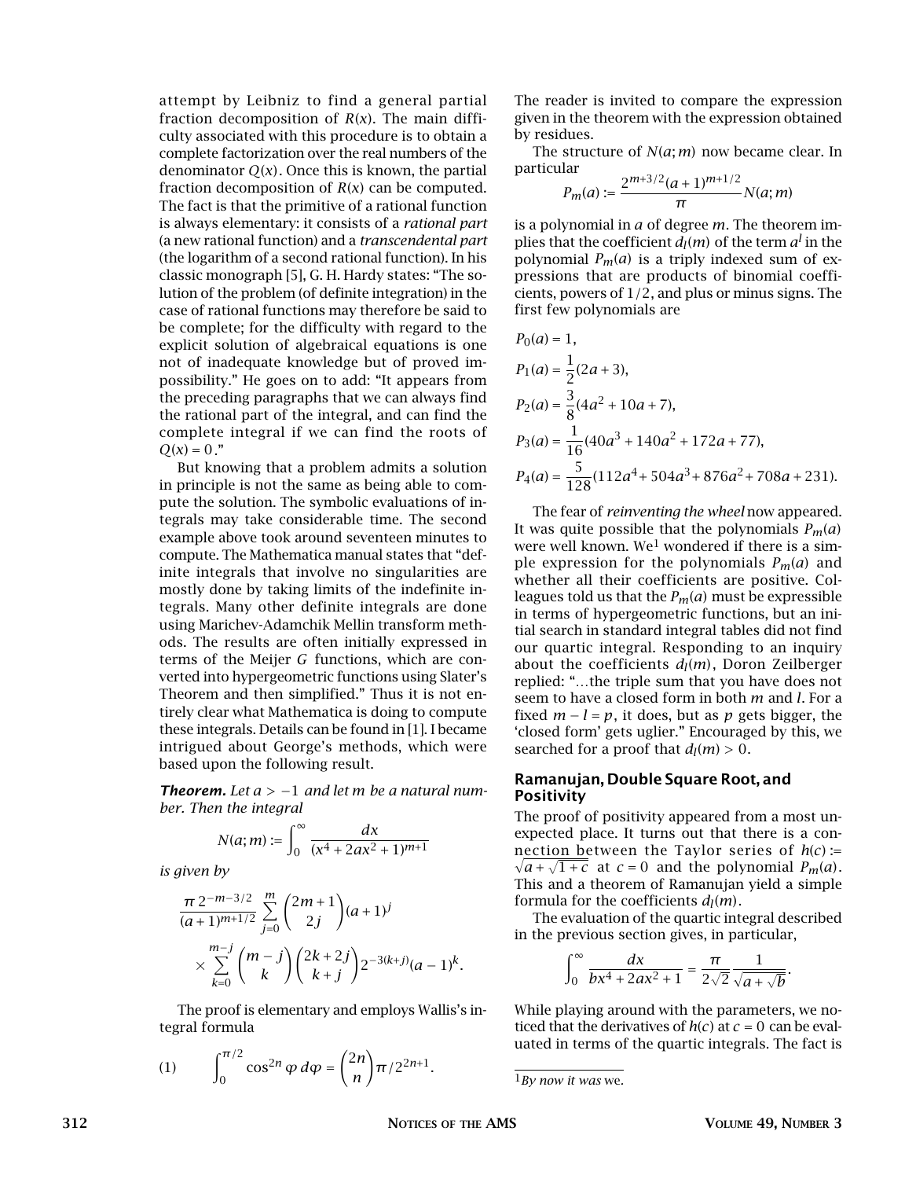attempt by Leibniz to find a general partial fraction decomposition of $R(x)$. The main difficulty associated with this procedure is to obtain a complete factorization over the real numbers of the denominator $Q(x)$. Once this is known, the partial fraction decomposition of $R(x)$ can be computed. The fact is that the primitive of a rational function is always elementary: it consists of a *rational part* (a new rational function) and a *transcendental part* (the logarithm of a second rational function). In his classic monograph [5], G. H. Hardy states: "The solution of the problem (of definite integration) in the case of rational functions may therefore be said to be complete; for the difficulty with regard to the explicit solution of algebraical equations is one not of inadequate knowledge but of proved impossibility." He goes on to add: "It appears from the preceding paragraphs that we can always find the rational part of the integral, and can find the complete integral if we can find the roots of $Q(x) = 0$."

But knowing that a problem admits a solution in principle is not the same as being able to compute the solution. The symbolic evaluations of integrals may take considerable time. The second example above took around seventeen minutes to compute. The Mathematica manual states that "definite integrals that involve no singularities are mostly done by taking limits of the indefinite integrals. Many other definite integrals are done using Marichev-Adamchik Mellin transform methods. The results are often initially expressed in terms of the Meijer $G$ functions, which are converted into hypergeometric functions using Slater's Theorem and then simplified." Thus it is not entirely clear what Mathematica is doing to compute these integrals. Details can be found in [1]. I became intrigued about George's methods, which were based upon the following result.

***Theorem.*** *Let $a > -1$ and let $m$ be a natural number. Then the integral*

$$N(a;m) := \int_0^\infty \frac{dx}{(x^4 + 2ax^2 + 1)^{m+1}}$$

*is given by*

$$\frac{\pi\, 2^{-m-3/2}}{(a+1)^{m+1/2}} \sum_{j=0}^{m} \binom{2m+1}{2j} (a+1)^j \times \sum_{k=0}^{m-j} \binom{m-j}{k} \binom{2k+2j}{k+j} 2^{-3(k+j)} (a-1)^k.$$

The proof is elementary and employs Wallis's integral formula

$$(1) \qquad \int_0^{\pi/2} \cos^{2n} \varphi \, d\varphi = \binom{2n}{n} \pi / 2^{2n+1}.$$

The reader is invited to compare the expression given in the theorem with the expression obtained by residues.

The structure of $N(a;m)$ now became clear. In particular

$$P_m(a) := \frac{2^{m+3/2}(a+1)^{m+1/2}}{\pi} N(a;m)$$

is a polynomial in $a$ of degree $m$. The theorem implies that the coefficient $d_l(m)$ of the term $a^l$ in the polynomial $P_m(a)$ is a triply indexed sum of expressions that are products of binomial coefficients, powers of $1/2$, and plus or minus signs. The first few polynomials are

$$P_0(a) = 1,$$

$$P_1(a) = \frac{1}{2}(2a + 3),$$

$$P_2(a) = \frac{3}{8}(4a^2 + 10a + 7),$$

$$P_3(a) = \frac{1}{16}(40a^3 + 140a^2 + 172a + 77),$$

$$P_4(a) = \frac{5}{128}(112a^4 + 504a^3 + 876a^2 + 708a + 231).$$

The fear of *reinventing the wheel* now appeared. It was quite possible that the polynomials $P_m(a)$ were well known. We[1] wondered if there is a simple expression for the polynomials $P_m(a)$ and whether all their coefficients are positive. Colleagues told us that the $P_m(a)$ must be expressible in terms of hypergeometric functions, but an initial search in standard integral tables did not find our quartic integral. Responding to an inquiry about the coefficients $d_l(m)$, Doron Zeilberger replied: "…the triple sum that you have does not seem to have a closed form in both $m$ and $l$. For a fixed $m - l = p$, it does, but as $p$ gets bigger, the 'closed form' gets uglier." Encouraged by this, we searched for a proof that $d_l(m) > 0$.

## Ramanujan, Double Square Root, and Positivity

The proof of positivity appeared from a most unexpected place. It turns out that there is a connection between the Taylor series of $h(c) := \sqrt{a + \sqrt{1+c}}$ at $c = 0$ and the polynomial $P_m(a)$. This and a theorem of Ramanujan yield a simple formula for the coefficients $d_l(m)$.

The evaluation of the quartic integral described in the previous section gives, in particular,

$$\int_0^\infty \frac{dx}{bx^4 + 2ax^2 + 1} = \frac{\pi}{2\sqrt{2}} \frac{1}{\sqrt{a + \sqrt{b}}}.$$

While playing around with the parameters, we noticed that the derivatives of $h(c)$ at $c = 0$ can be evaluated in terms of the quartic integrals. The fact is

---

[1] *By now it was* we.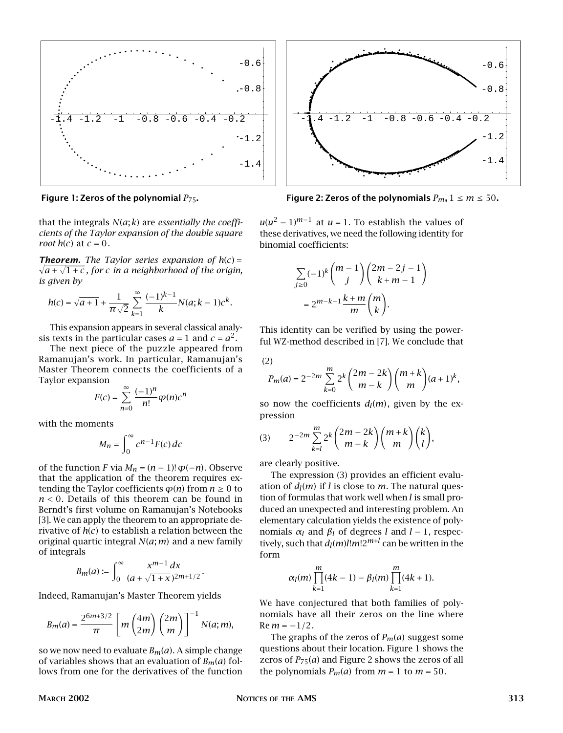Figure 1: Zeros of the polynomial $P_{75}$.

Figure 2: Zeros of the polynomials $P_m$, $1 \leq m \leq 50$.

that the integrals $N(a;k)$ are *essentially the coefficients of the Taylor expansion of the double square root* $h(c)$ at $c = 0$.

***Theorem.*** *The Taylor series expansion of* $h(c) = \sqrt{a + \sqrt{1+c}}$*, for* $c$ *in a neighborhood of the origin, is given by*

$$h(c) = \sqrt{a+1} + \frac{1}{\pi\sqrt{2}} \sum_{k=1}^{\infty} \frac{(-1)^{k-1}}{k} N(a; k-1) c^k.$$

This expansion appears in several classical analysis texts in the particular cases $a = 1$ and $c = a^2$.

The next piece of the puzzle appeared from Ramanujan's work. In particular, Ramanujan's Master Theorem connects the coefficients of a Taylor expansion

$$F(c) = \sum_{n=0}^{\infty} \frac{(-1)^n}{n!} \varphi(n) c^n$$

with the moments

$$M_n = \int_0^{\infty} c^{n-1} F(c)\, dc$$

of the function $F$ via $M_n = (n-1)!\,\varphi(-n)$. Observe that the application of the theorem requires extending the Taylor coefficients $\varphi(n)$ from $n \geq 0$ to $n < 0$. Details of this theorem can be found in Berndt's first volume on Ramanujan's Notebooks [3]. We can apply the theorem to an appropriate derivative of $h(c)$ to establish a relation between the original quartic integral $N(a;m)$ and a new family of integrals

$$B_m(a) := \int_0^{\infty} \frac{x^{m-1}\, dx}{(a + \sqrt{1+x})^{2m+1/2}}.$$

Indeed, Ramanujan's Master Theorem yields

$$B_m(a) = \frac{2^{6m+3/2}}{\pi} \left[ m \binom{4m}{2m} \binom{2m}{m} \right]^{-1} N(a;m),$$

so we now need to evaluate $B_m(a)$. A simple change of variables shows that an evaluation of $B_m(a)$ follows from one for the derivatives of the function $u(u^2-1)^{m-1}$ at $u = 1$. To establish the values of these derivatives, we need the following identity for binomial coefficients:

$$\sum_{j \geq 0} (-1)^k \binom{m-1}{j} \binom{2m-2j-1}{k+m-1} = 2^{m-k-1} \frac{k+m}{m} \binom{m}{k}.$$

This identity can be verified by using the powerful WZ-method described in [7]. We conclude that

$$P_m(a) = 2^{-2m} \sum_{k=0}^{m} 2^k \binom{2m-2k}{m-k} \binom{m+k}{m} (a+1)^k, \tag{2}$$

so now the coefficients $d_l(m)$, given by the expression

$$2^{-2m} \sum_{k=l}^{m} 2^k \binom{2m-2k}{m-k} \binom{m+k}{m} \binom{k}{l}, \tag{3}$$

are clearly positive.

The expression (3) provides an efficient evaluation of $d_l(m)$ if $l$ is close to $m$. The natural question of formulas that work well when $l$ is small produced an unexpected and interesting problem. An elementary calculation yields the existence of polynomials $\alpha_l$ and $\beta_l$ of degrees $l$ and $l-1$, respectively, such that $d_l(m) l! m! 2^{m+l}$ can be written in the form

$$\alpha_l(m) \prod_{k=1}^{m} (4k-1) - \beta_l(m) \prod_{k=1}^{m} (4k+1).$$

We have conjectured that both families of polynomials have all their zeros on the line where $\operatorname{Re} m = -1/2$.

The graphs of the zeros of $P_m(a)$ suggest some questions about their location. Figure 1 shows the zeros of $P_{75}(a)$ and Figure 2 shows the zeros of all the polynomials $P_m(a)$ from $m = 1$ to $m = 50$.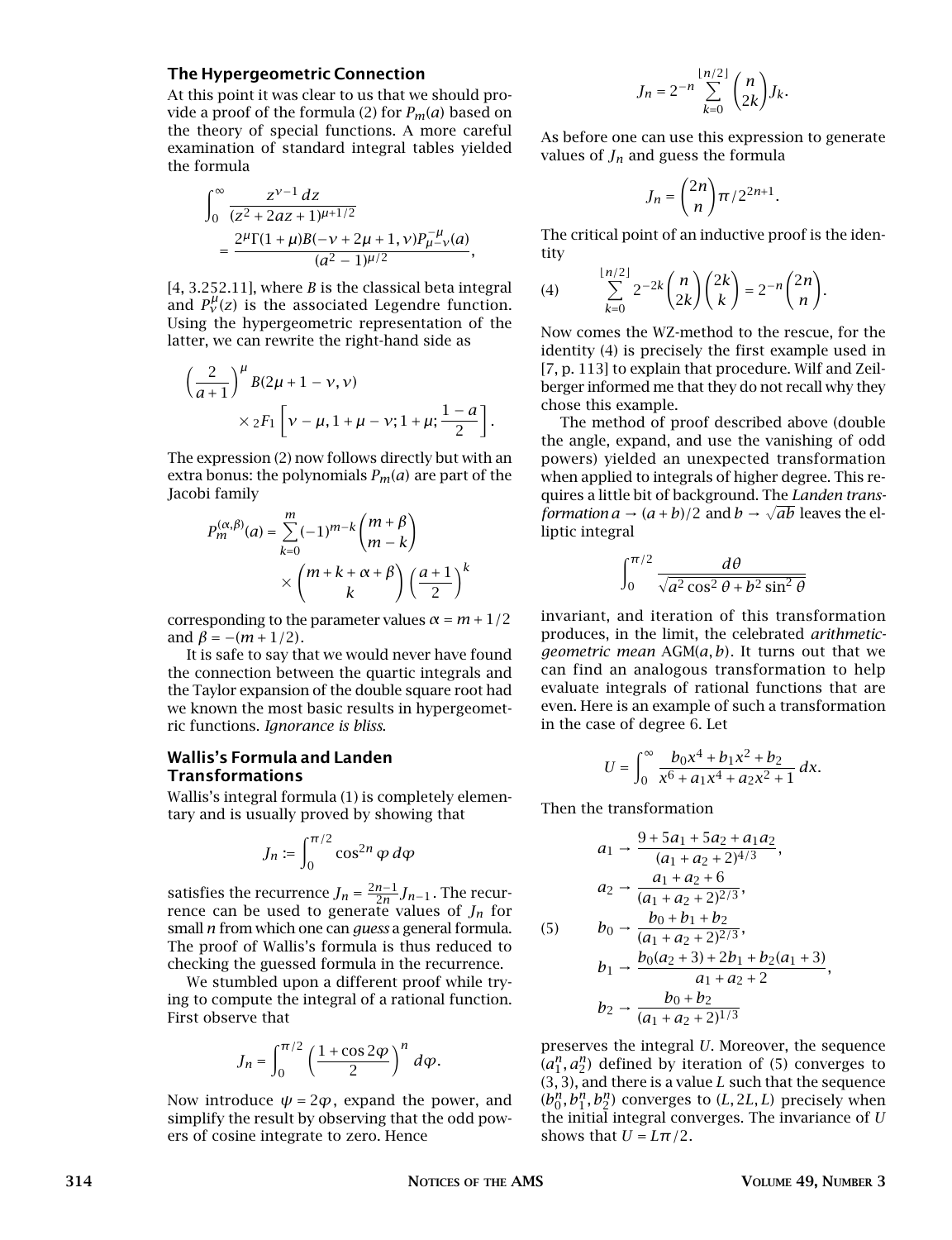## The Hypergeometric Connection

At this point it was clear to us that we should provide a proof of the formula (2) for $P_m(a)$ based on the theory of special functions. A more careful examination of standard integral tables yielded the formula

$$\int_0^\infty \frac{z^{\nu-1}\,dz}{(z^2+2az+1)^{\mu+1/2}} = \frac{2^\mu \Gamma(1+\mu) B(-\nu+2\mu+1,\nu) P_{\mu-\nu}^{-\mu}(a)}{(a^2-1)^{\mu/2}},$$

[4, 3.252.11], where $B$ is the classical beta integral and $P_\nu^\mu(z)$ is the associated Legendre function. Using the hypergeometric representation of the latter, we can rewrite the right-hand side as

$$\left(\frac{2}{a+1}\right)^\mu B(2\mu+1-\nu,\nu) \times {}_2F_1\left[\nu-\mu, 1+\mu-\nu; 1+\mu; \frac{1-a}{2}\right].$$

The expression (2) now follows directly but with an extra bonus: the polynomials $P_m(a)$ are part of the Jacobi family

$$P_m^{(\alpha,\beta)}(a) = \sum_{k=0}^{m} (-1)^{m-k} \binom{m+\beta}{m-k} \times \binom{m+k+\alpha+\beta}{k} \left(\frac{a+1}{2}\right)^k$$

corresponding to the parameter values $\alpha = m+1/2$ and $\beta = -(m+1/2)$.

It is safe to say that we would never have found the connection between the quartic integrals and the Taylor expansion of the double square root had we known the most basic results in hypergeometric functions. *Ignorance is bliss.*

## Wallis's Formula and Landen Transformations

Wallis's integral formula (1) is completely elementary and is usually proved by showing that

$$J_n := \int_0^{\pi/2} \cos^{2n}\varphi\, d\varphi$$

satisfies the recurrence $J_n = \frac{2n-1}{2n} J_{n-1}$. The recurrence can be used to generate values of $J_n$ for small $n$ from which one can *guess* a general formula. The proof of Wallis's formula is thus reduced to checking the guessed formula in the recurrence.

We stumbled upon a different proof while trying to compute the integral of a rational function. First observe that

$$J_n = \int_0^{\pi/2} \left(\frac{1+\cos 2\varphi}{2}\right)^n d\varphi.$$

Now introduce $\psi = 2\varphi$, expand the power, and simplify the result by observing that the odd powers of cosine integrate to zero. Hence

$$J_n = 2^{-n} \sum_{k=0}^{\lfloor n/2 \rfloor} \binom{n}{2k} J_k.$$

As before one can use this expression to generate values of $J_n$ and guess the formula

$$J_n = \binom{2n}{n} \pi / 2^{2n+1}.$$

The critical point of an inductive proof is the identity

$$\sum_{k=0}^{\lfloor n/2 \rfloor} 2^{-2k} \binom{n}{2k} \binom{2k}{k} = 2^{-n} \binom{2n}{n}. \tag{4}$$

Now comes the WZ-method to the rescue, for the identity (4) is precisely the first example used in [7, p. 113] to explain that procedure. Wilf and Zeilberger informed me that they do not recall why they chose this example.

The method of proof described above (double the angle, expand, and use the vanishing of odd powers) yielded an unexpected transformation when applied to integrals of higher degree. This requires a little bit of background. The *Landen transformation* $a \to (a+b)/2$ and $b \to \sqrt{ab}$ leaves the elliptic integral

$$\int_0^{\pi/2} \frac{d\theta}{\sqrt{a^2\cos^2\theta + b^2\sin^2\theta}}$$

invariant, and iteration of this transformation produces, in the limit, the celebrated *arithmetic-geometric mean* $\mathrm{AGM}(a,b)$. It turns out that we can find an analogous transformation to help evaluate integrals of rational functions that are even. Here is an example of such a transformation in the case of degree 6. Let

$$U = \int_0^\infty \frac{b_0x^4 + b_1x^2 + b_2}{x^6 + a_1x^4 + a_2x^2 + 1}\, dx.$$

Then the transformation

$$\begin{aligned}
a_1 &\to \frac{9+5a_1+5a_2+a_1a_2}{(a_1+a_2+2)^{4/3}},\\
a_2 &\to \frac{a_1+a_2+6}{(a_1+a_2+2)^{2/3}},\\
b_0 &\to \frac{b_0+b_1+b_2}{(a_1+a_2+2)^{2/3}},\\
b_1 &\to \frac{b_0(a_2+3)+2b_1+b_2(a_1+3)}{a_1+a_2+2},\\
b_2 &\to \frac{b_0+b_2}{(a_1+a_2+2)^{1/3}}
\end{aligned} \tag{5}$$

preserves the integral $U$. Moreover, the sequence $(a_1^n, a_2^n)$ defined by iteration of (5) converges to $(3,3)$, and there is a value $L$ such that the sequence $(b_0^n, b_1^n, b_2^n)$ converges to $(L, 2L, L)$ precisely when the initial integral converges. The invariance of $U$ shows that $U = L\pi/2$.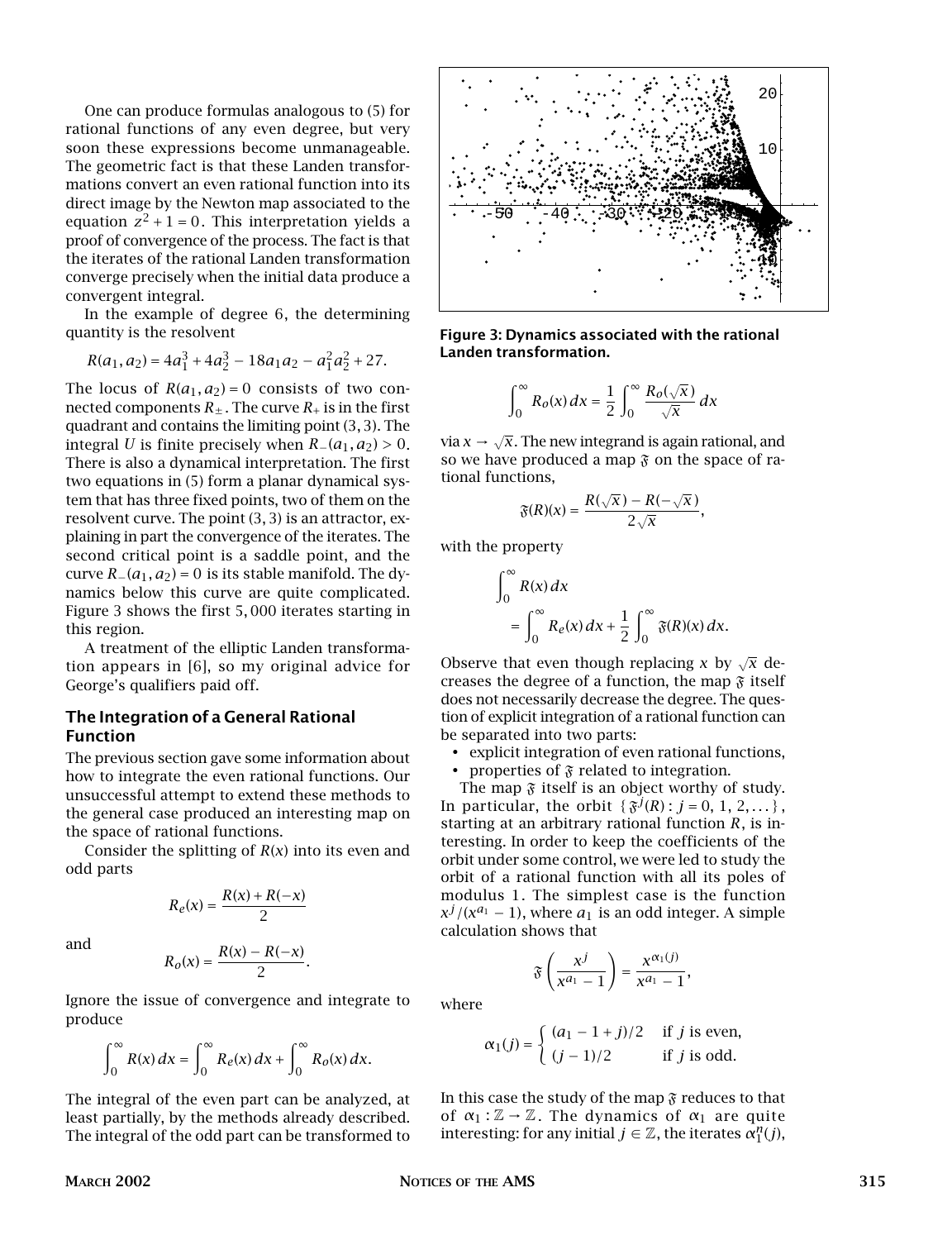One can produce formulas analogous to (5) for rational functions of any even degree, but very soon these expressions become unmanageable. The geometric fact is that these Landen transformations convert an even rational function into its direct image by the Newton map associated to the equation $z^2 + 1 = 0$. This interpretation yields a proof of convergence of the process. The fact is that the iterates of the rational Landen transformation converge precisely when the initial data produce a convergent integral.

In the example of degree 6, the determining quantity is the resolvent

$$R(a_1, a_2) = 4a_1^3 + 4a_2^3 - 18a_1a_2 - a_1^2a_2^2 + 27.$$

The locus of $R(a_1, a_2) = 0$ consists of two connected components $R_\pm$. The curve $R_+$ is in the first quadrant and contains the limiting point $(3, 3)$. The integral $U$ is finite precisely when $R_-(a_1, a_2) > 0$. There is also a dynamical interpretation. The first two equations in (5) form a planar dynamical system that has three fixed points, two of them on the resolvent curve. The point $(3, 3)$ is an attractor, explaining in part the convergence of the iterates. The second critical point is a saddle point, and the curve $R_-(a_1, a_2) = 0$ is its stable manifold. The dynamics below this curve are quite complicated. Figure 3 shows the first 5,000 iterates starting in this region.

A treatment of the elliptic Landen transformation appears in [6], so my original advice for George's qualifiers paid off.

## The Integration of a General Rational Function

The previous section gave some information about how to integrate the even rational functions. Our unsuccessful attempt to extend these methods to the general case produced an interesting map on the space of rational functions.

Consider the splitting of $R(x)$ into its even and odd parts

$$R_e(x) = \frac{R(x) + R(-x)}{2}$$

and

$$R_o(x) = \frac{R(x) - R(-x)}{2}.$$

Ignore the issue of convergence and integrate to produce

$$\int_0^\infty R(x)\,dx = \int_0^\infty R_e(x)\,dx + \int_0^\infty R_o(x)\,dx.$$

The integral of the even part can be analyzed, at least partially, by the methods already described. The integral of the odd part can be transformed to

Figure 3: Dynamics associated with the rational Landen transformation.

$$\int_0^\infty R_o(x)\,dx = \frac{1}{2}\int_0^\infty \frac{R_o(\sqrt{x})}{\sqrt{x}}\,dx$$

via $x \to \sqrt{x}$. The new integrand is again rational, and so we have produced a map $\mathfrak{F}$ on the space of rational functions,

$$\mathfrak{F}(R)(x) = \frac{R(\sqrt{x}) - R(-\sqrt{x})}{2\sqrt{x}},$$

with the property

$$\int_0^\infty R(x)\,dx = \int_0^\infty R_e(x)\,dx + \frac{1}{2}\int_0^\infty \mathfrak{F}(R)(x)\,dx.$$

Observe that even though replacing $x$ by $\sqrt{x}$ decreases the degree of a function, the map $\mathfrak{F}$ itself does not necessarily decrease the degree. The question of explicit integration of a rational function can be separated into two parts:

- explicit integration of even rational functions,
- properties of $\mathfrak{F}$ related to integration.

The map $\mathfrak{F}$ itself is an object worthy of study. In particular, the orbit $\{\mathfrak{F}^j(R) : j = 0, 1, 2, \dots\}$, starting at an arbitrary rational function $R$, is interesting. In order to keep the coefficients of the orbit under some control, we were led to study the orbit of a rational function with all its poles of modulus 1. The simplest case is the function $x^j/(x^{a_1} - 1)$, where $a_1$ is an odd integer. A simple calculation shows that

$$\mathfrak{F}\left(\frac{x^j}{x^{a_1} - 1}\right) = \frac{x^{\alpha_1(j)}}{x^{a_1} - 1},$$

where

$$\alpha_1(j) = \begin{cases} (a_1 - 1 + j)/2 & \text{if } j \text{ is even,} \\ (j - 1)/2 & \text{if } j \text{ is odd.} \end{cases}$$

In this case the study of the map $\mathfrak{F}$ reduces to that of $\alpha_1 : \mathbb{Z} \to \mathbb{Z}$. The dynamics of $\alpha_1$ are quite interesting: for any initial $j \in \mathbb{Z}$, the iterates $\alpha_1^n(j)$,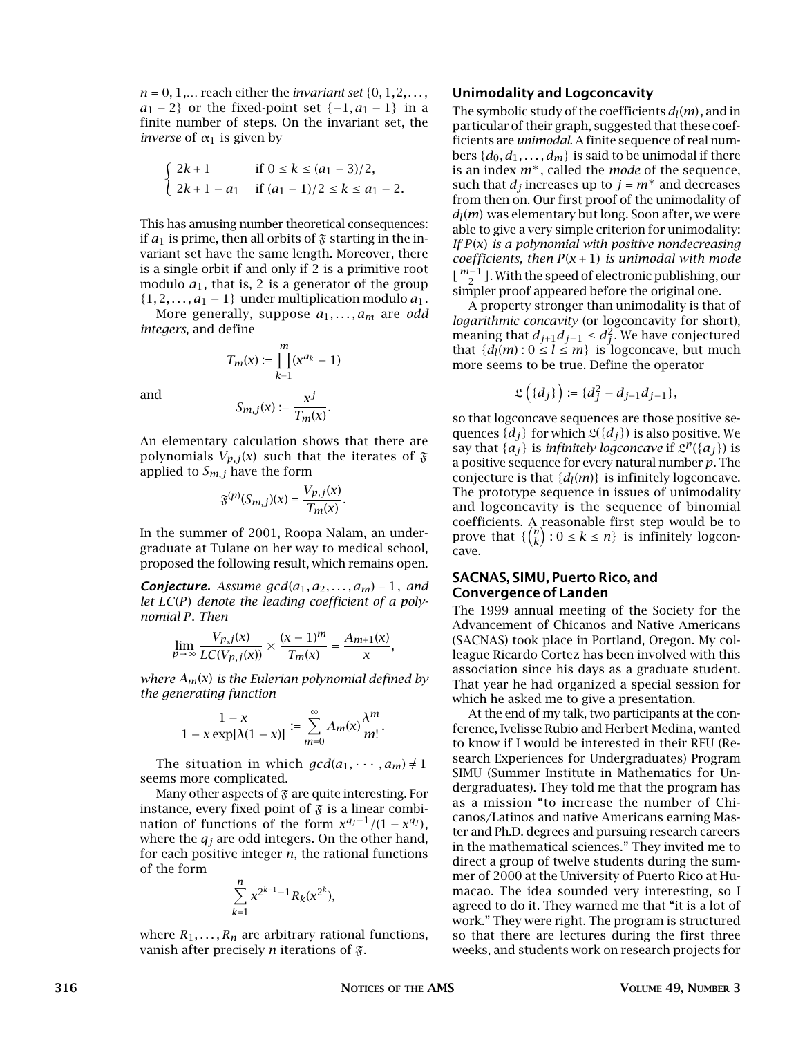$n = 0, 1, \ldots$ reach either the *invariant set* $\{0, 1, 2, \ldots, a_1 - 2\}$ or the fixed-point set $\{-1, a_1 - 1\}$ in a finite number of steps. On the invariant set, the *inverse* of $\alpha_1$ is given by

$$\begin{cases} 2k+1 & \text{if } 0 \leq k \leq (a_1 - 3)/2, \\ 2k+1-a_1 & \text{if } (a_1 - 1)/2 \leq k \leq a_1 - 2. \end{cases}$$

This has amusing number theoretical consequences: if $a_1$ is prime, then all orbits of $\mathfrak{F}$ starting in the invariant set have the same length. Moreover, there is a single orbit if and only if 2 is a primitive root modulo $a_1$, that is, 2 is a generator of the group $\{1, 2, \ldots, a_1 - 1\}$ under multiplication modulo $a_1$.

More generally, suppose $a_1, \ldots, a_m$ are *odd integers*, and define

$$T_m(x) := \prod_{k=1}^{m} (x^{a_k} - 1)$$

and

$$S_{m,j}(x) := \frac{x^j}{T_m(x)}.$$

An elementary calculation shows that there are polynomials $V_{p,j}(x)$ such that the iterates of $\mathfrak{F}$ applied to $S_{m,j}$ have the form

$$\mathfrak{F}^{(p)}(S_{m,j})(x) = \frac{V_{p,j}(x)}{T_m(x)}.$$

In the summer of 2001, Roopa Nalam, an undergraduate at Tulane on her way to medical school, proposed the following result, which remains open.

***Conjecture.*** *Assume $gcd(a_1, a_2, \ldots, a_m) = 1$, and let $LC(P)$ denote the leading coefficient of a polynomial $P$. Then*

$$\lim_{p \to \infty} \frac{V_{p,j}(x)}{LC(V_{p,j}(x))} \times \frac{(x-1)^m}{T_m(x)} = \frac{A_{m+1}(x)}{x},$$

*where $A_m(x)$ is the Eulerian polynomial defined by the generating function*

$$\frac{1-x}{1 - x\exp[\lambda(1-x)]} := \sum_{m=0}^{\infty} A_m(x) \frac{\lambda^m}{m!}.$$

The situation in which $gcd(a_1, \cdots, a_m) \neq 1$ seems more complicated.

Many other aspects of $\mathfrak{F}$ are quite interesting. For instance, every fixed point of $\mathfrak{F}$ is a linear combination of functions of the form $x^{q_j - 1}/(1 - x^{q_j})$, where the $q_j$ are odd integers. On the other hand, for each positive integer $n$, the rational functions of the form

$$\sum_{k=1}^{n} x^{2^{k-1}-1} R_k(x^{2^k}),$$

where $R_1, \ldots, R_n$ are arbitrary rational functions, vanish after precisely $n$ iterations of $\mathfrak{F}$.

## Unimodality and Logconcavity

The symbolic study of the coefficients $d_l(m)$, and in particular of their graph, suggested that these coefficients are *unimodal*. A finite sequence of real numbers $\{d_0, d_1, \ldots, d_m\}$ is said to be unimodal if there is an index $m^*$, called the *mode* of the sequence, such that $d_j$ increases up to $j = m^*$ and decreases from then on. Our first proof of the unimodality of $d_l(m)$ was elementary but long. Soon after, we were able to give a very simple criterion for unimodality: *If $P(x)$ is a polynomial with positive nondecreasing coefficients, then $P(x+1)$ is unimodal with mode* $\lfloor \frac{m-1}{2} \rfloor$. With the speed of electronic publishing, our simpler proof appeared before the original one.

A property stronger than unimodality is that of *logarithmic concavity* (or logconcavity for short), meaning that $d_{j+1}d_{j-1} \leq d_j^2$. We have conjectured that $\{d_l(m) : 0 \leq l \leq m\}$ is logconcave, but much more seems to be true. Define the operator

$$\mathfrak{L}\left(\{d_j\}\right) := \{d_j^2 - d_{j+1}d_{j-1}\},$$

so that logconcave sequences are those positive sequences $\{d_j\}$ for which $\mathfrak{L}(\{d_j\})$ is also positive. We say that $\{a_j\}$ is *infinitely logconcave* if $\mathfrak{L}^p(\{a_j\})$ is a positive sequence for every natural number $p$. The conjecture is that $\{d_l(m)\}$ is infinitely logconcave. The prototype sequence in issues of unimodality and logconcavity is the sequence of binomial coefficients. A reasonable first step would be to prove that $\{\binom{n}{k} : 0 \leq k \leq n\}$ is infinitely logconcave.

## SACNAS, SIMU, Puerto Rico, and Convergence of Landen

The 1999 annual meeting of the Society for the Advancement of Chicanos and Native Americans (SACNAS) took place in Portland, Oregon. My colleague Ricardo Cortez has been involved with this association since his days as a graduate student. That year he had organized a special session for which he asked me to give a presentation.

At the end of my talk, two participants at the conference, Ivelisse Rubio and Herbert Medina, wanted to know if I would be interested in their REU (Research Experiences for Undergraduates) Program SIMU (Summer Institute in Mathematics for Undergraduates). They told me that the program has as a mission "to increase the number of Chicanos/Latinos and native Americans earning Master and Ph.D. degrees and pursuing research careers in the mathematical sciences." They invited me to direct a group of twelve students during the summer of 2000 at the University of Puerto Rico at Humacao. The idea sounded very interesting, so I agreed to do it. They warned me that "it is a lot of work." They were right. The program is structured so that there are lectures during the first three weeks, and students work on research projects for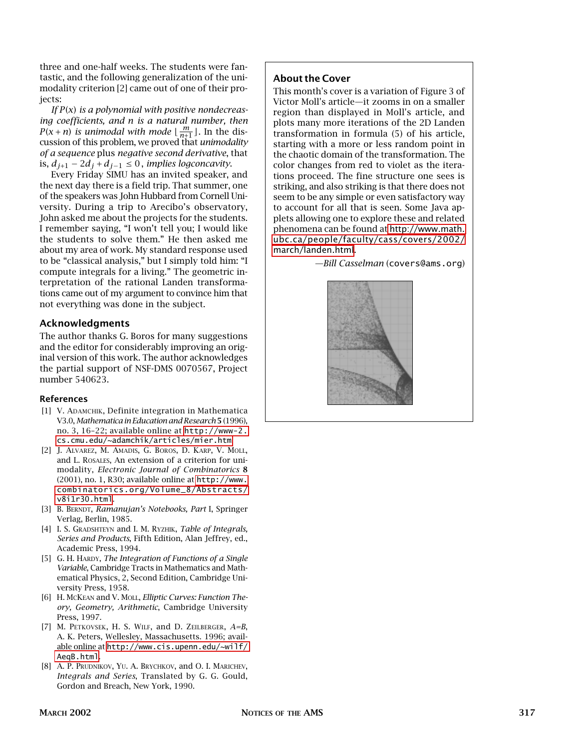three and one-half weeks. The students were fantastic, and the following generalization of the unimodality criterion [2] came out of one of their projects:

*If $P(x)$ is a polynomial with positive nondecreasing coefficients, and $n$ is a natural number, then $P(x+n)$ is unimodal with mode $\lfloor \frac{m}{n+1} \rfloor$.* In the discussion of this problem, we proved that *unimodality of a sequence* plus *negative second derivative*, that is, $d_{j+1} - 2d_j + d_{j-1} \leq 0$, *implies logconcavity*.

Every Friday SIMU has an invited speaker, and the next day there is a field trip. That summer, one of the speakers was John Hubbard from Cornell University. During a trip to Arecibo's observatory, John asked me about the projects for the students. I remember saying, "I won't tell you; I would like the students to solve them." He then asked me about my area of work. My standard response used to be "classical analysis," but I simply told him: "I compute integrals for a living." The geometric interpretation of the rational Landen transformations came out of my argument to convince him that not everything was done in the subject.

## Acknowledgments

The author thanks G. Boros for many suggestions and the editor for considerably improving an original version of this work. The author acknowledges the partial support of NSF-DMS 0070567, Project number 540623.

### References

[1] V. Adamchik, Definite integration in Mathematica V3.0, *Mathematica in Education and Research* **5** (1996), no. 3, 16–22; available online at http://www-2.cs.cmu.edu/~adamchik/articles/mier.htm.

[2] J. Alvarez, M. Amadis, G. Boros, D. Karp, V. Moll, and L. Rosales, An extension of a criterion for unimodality, *Electronic Journal of Combinatorics* **8** (2001), no. 1, R30; available online at http://www.combinatorics.org/Volume_8/Abstracts/v8i1r30.html.

[3] B. Berndt, *Ramanujan's Notebooks, Part* I, Springer Verlag, Berlin, 1985.

[4] I. S. Gradshteyn and I. M. Ryzhik, *Table of Integrals, Series and Products*, Fifth Edition, Alan Jeffrey, ed., Academic Press, 1994.

[5] G. H. Hardy, *The Integration of Functions of a Single Variable*, Cambridge Tracts in Mathematics and Mathematical Physics, 2, Second Edition, Cambridge University Press, 1958.

[6] H. McKean and V. Moll, *Elliptic Curves: Function Theory, Geometry, Arithmetic*, Cambridge University Press, 1997.

[7] M. Petkovsek, H. S. Wilf, and D. Zeilberger, *A=B*, A. K. Peters, Wellesley, Massachusetts. 1996; available online at http://www.cis.upenn.edu/~wilf/AeqB.html.

[8] A. P. Prudnikov, Yu. A. Brychkov, and O. I. Marichev, *Integrals and Series*, Translated by G. G. Gould, Gordon and Breach, New York, 1990.

## About the Cover

This month's cover is a variation of Figure 3 of Victor Moll's article—it zooms in on a smaller region than displayed in Moll's article, and plots many more iterations of the 2D Landen transformation in formula (5) of his article, starting with a more or less random point in the chaotic domain of the transformation. The color changes from red to violet as the iterations proceed. The fine structure one sees is striking, and also striking is that there does not seem to be any simple or even satisfactory way to account for all that is seen. Some Java applets allowing one to explore these and related phenomena can be found at http://www.math.ubc.ca/people/faculty/cass/covers/2002/march/landen.html.

—*Bill Casselman* (covers@ams.org)